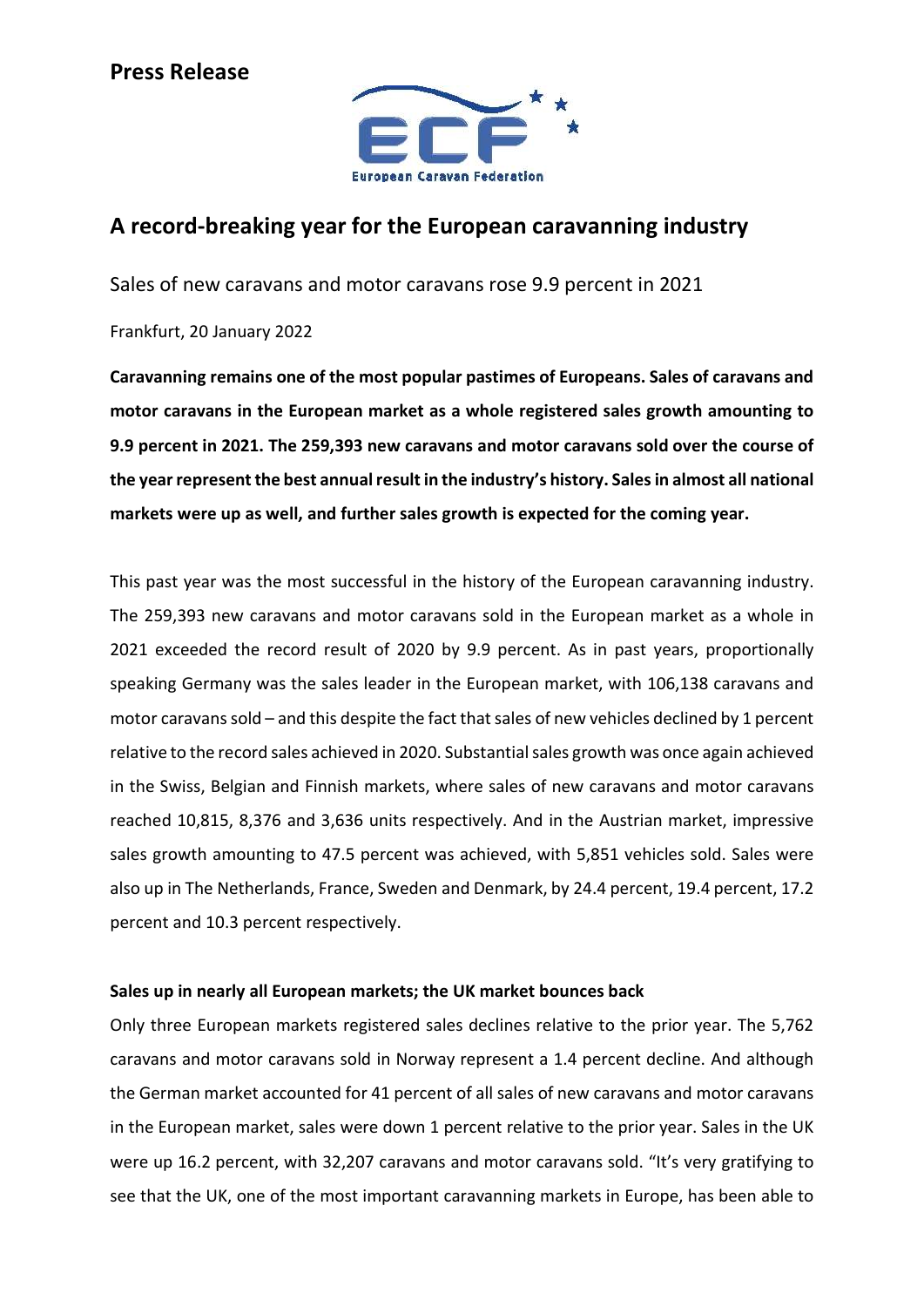**Press Release**

# A record-breaking year for the European caravanning industry

Sales of new caravans and motor caravans rose 9.9 percent in 2021

Frankfurt, 20 January 2022

**Caravanning remains one of the most popular pastimes of Europeans. Sales of caravans and motor caravans in the European market as a whole registered sales growth amounting to 9.9 percent in 2021. The 259,393 new caravans and motor caravans sold over the course of the year represent the best annual result in the industry's history. Sales in almost all national markets were up as well, and further sales growth is expected for the coming year.**

This past year was the most successful in the history of the European caravanning industry. The 259,393 new caravans and motor caravans sold in the European market as a whole in 2021 exceeded the record result of 2020 by 9.9 percent. As in past years, proportionally speaking Germany was the sales leader in the European market, with 106,138 caravans and motor caravans sold – and this despite the fact that sales of new vehicles declined by 1 percent relative to the record sales achieved in 2020. Substantial sales growth was once again achieved in the Swiss, Belgian and Finnish markets, where sales of new caravans and motor caravans reached 10,815, 8,376 and 3,636 units respectively. And in the Austrian market, impressive sales growth amounting to 47.5 percent was achieved, with 5,851 vehicles sold. Sales were also up in The Netherlands, France, Sweden and Denmark, by 24.4 percent, 19.4 percent, 17.2 percent and 10.3 percent respectively.

**Sales up in nearly all European markets; the UK market bounces back**

Only three European markets registered sales declines relative to the prior year. The 5,762 caravans and motor caravans sold in Norway represent a 1.4 percent decline. And although the German market accounted for 41 percent of all sales of new caravans and motor caravans in the European market, sales were down 1 percent relative to the prior year. Sales in the UK were up 16.2 percent, with 32,207 caravans and motor caravans sold. "It's very gratifying to see that the UK, one of the most important caravanning markets in Europe, has been able to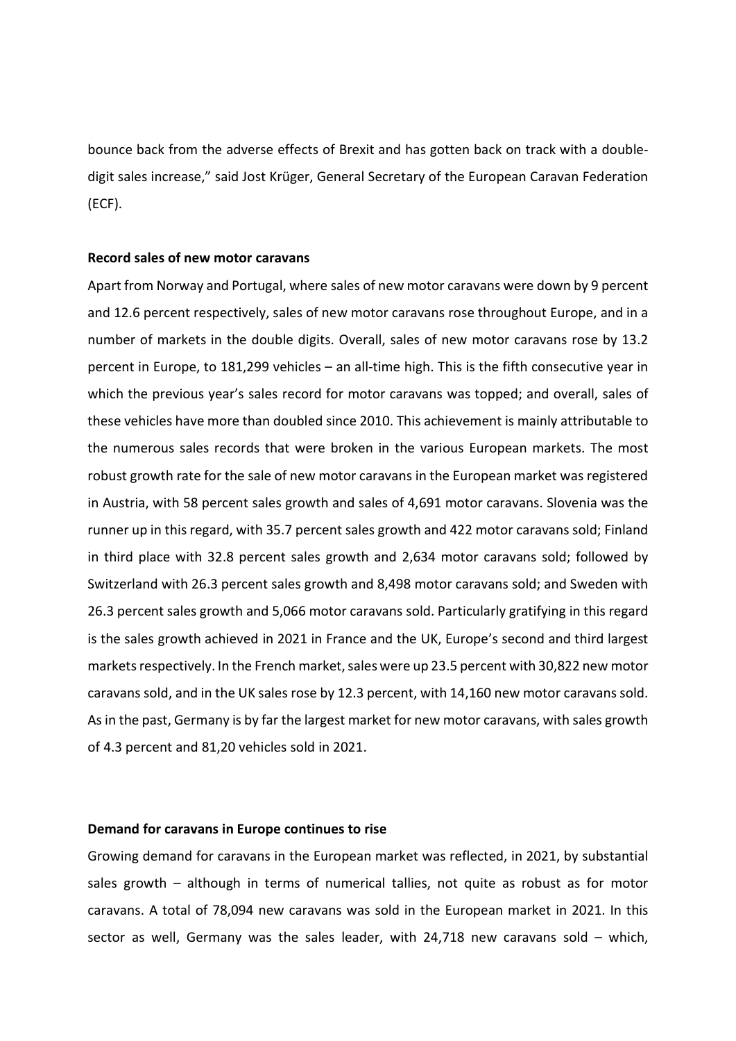bounce back from the adverse effects of Brexit and has gotten back on track with a double-digit sales increase," said Jost Krüger, General Secretary of the European Caravan Federation (ECF).

**Record sales of new motor caravans**

Apart from Norway and Portugal, where sales of new motor caravans were down by 9 percent and 12.6 percent respectively, sales of new motor caravans rose throughout Europe, and in a number of markets in the double digits. Overall, sales of new motor caravans rose by 13.2 percent in Europe, to 181,299 vehicles – an all-time high. This is the fifth consecutive year in which the previous year's sales record for motor caravans was topped; and overall, sales of these vehicles have more than doubled since 2010. This achievement is mainly attributable to the numerous sales records that were broken in the various European markets. The most robust growth rate for the sale of new motor caravans in the European market was registered in Austria, with 58 percent sales growth and sales of 4,691 motor caravans. Slovenia was the runner up in this regard, with 35.7 percent sales growth and 422 motor caravans sold; Finland in third place with 32.8 percent sales growth and 2,634 motor caravans sold; followed by Switzerland with 26.3 percent sales growth and 8,498 motor caravans sold; and Sweden with 26.3 percent sales growth and 5,066 motor caravans sold. Particularly gratifying in this regard is the sales growth achieved in 2021 in France and the UK, Europe's second and third largest markets respectively. In the French market, sales were up 23.5 percent with 30,822 new motor caravans sold, and in the UK sales rose by 12.3 percent, with 14,160 new motor caravans sold. As in the past, Germany is by far the largest market for new motor caravans, with sales growth of 4.3 percent and 81,20 vehicles sold in 2021.

**Demand for caravans in Europe continues to rise**

Growing demand for caravans in the European market was reflected, in 2021, by substantial sales growth – although in terms of numerical tallies, not quite as robust as for motor caravans. A total of 78,094 new caravans was sold in the European market in 2021. In this sector as well, Germany was the sales leader, with 24,718 new caravans sold – which,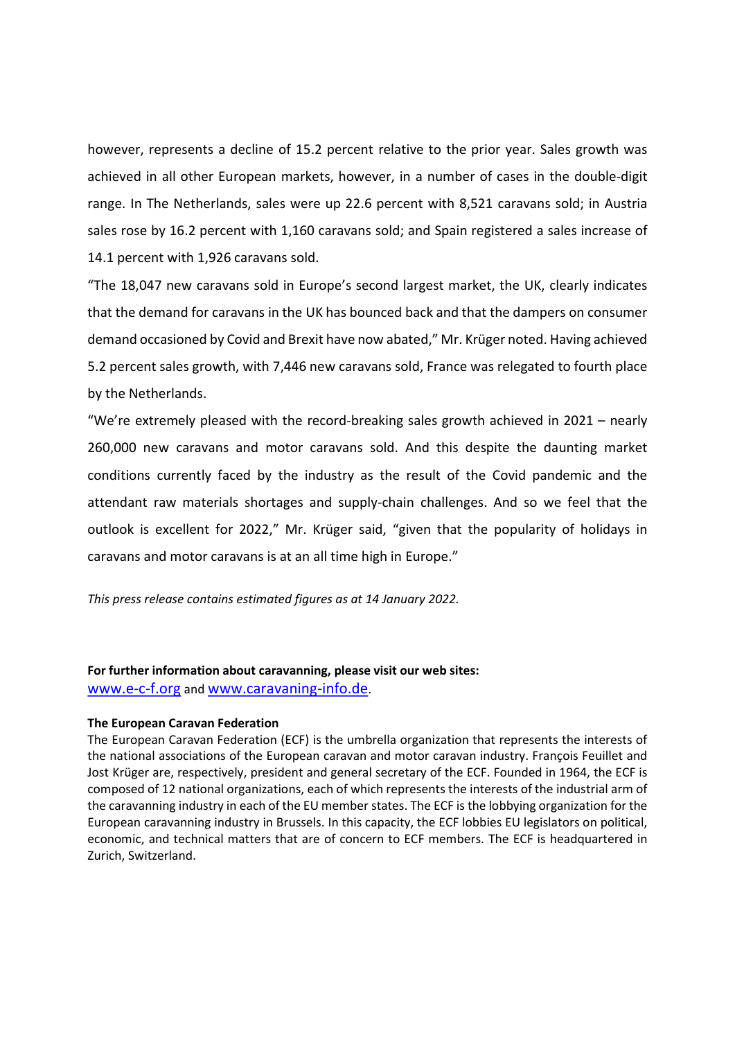however, represents a decline of 15.2 percent relative to the prior year. Sales growth was achieved in all other European markets, however, in a number of cases in the double-digit range. In The Netherlands, sales were up 22.6 percent with 8,521 caravans sold; in Austria sales rose by 16.2 percent with 1,160 caravans sold; and Spain registered a sales increase of 14.1 percent with 1,926 caravans sold.

"The 18,047 new caravans sold in Europe's second largest market, the UK, clearly indicates that the demand for caravans in the UK has bounced back and that the dampers on consumer demand occasioned by Covid and Brexit have now abated," Mr. Krüger noted. Having achieved 5.2 percent sales growth, with 7,446 new caravans sold, France was relegated to fourth place by the Netherlands.

"We're extremely pleased with the record-breaking sales growth achieved in 2021 – nearly 260,000 new caravans and motor caravans sold. And this despite the daunting market conditions currently faced by the industry as the result of the Covid pandemic and the attendant raw materials shortages and supply-chain challenges. And so we feel that the outlook is excellent for 2022," Mr. Krüger said, "given that the popularity of holidays in caravans and motor caravans is at an all time high in Europe."

*This press release contains estimated figures as at 14 January 2022.*

**For further information about caravanning, please visit our web sites:**
www.e-c-f.org and www.caravaning-info.de.

**The European Caravan Federation**

The European Caravan Federation (ECF) is the umbrella organization that represents the interests of the national associations of the European caravan and motor caravan industry. François Feuillet and Jost Krüger are, respectively, president and general secretary of the ECF. Founded in 1964, the ECF is composed of 12 national organizations, each of which represents the interests of the industrial arm of the caravanning industry in each of the EU member states. The ECF is the lobbying organization for the European caravanning industry in Brussels. In this capacity, the ECF lobbies EU legislators on political, economic, and technical matters that are of concern to ECF members. The ECF is headquartered in Zurich, Switzerland.